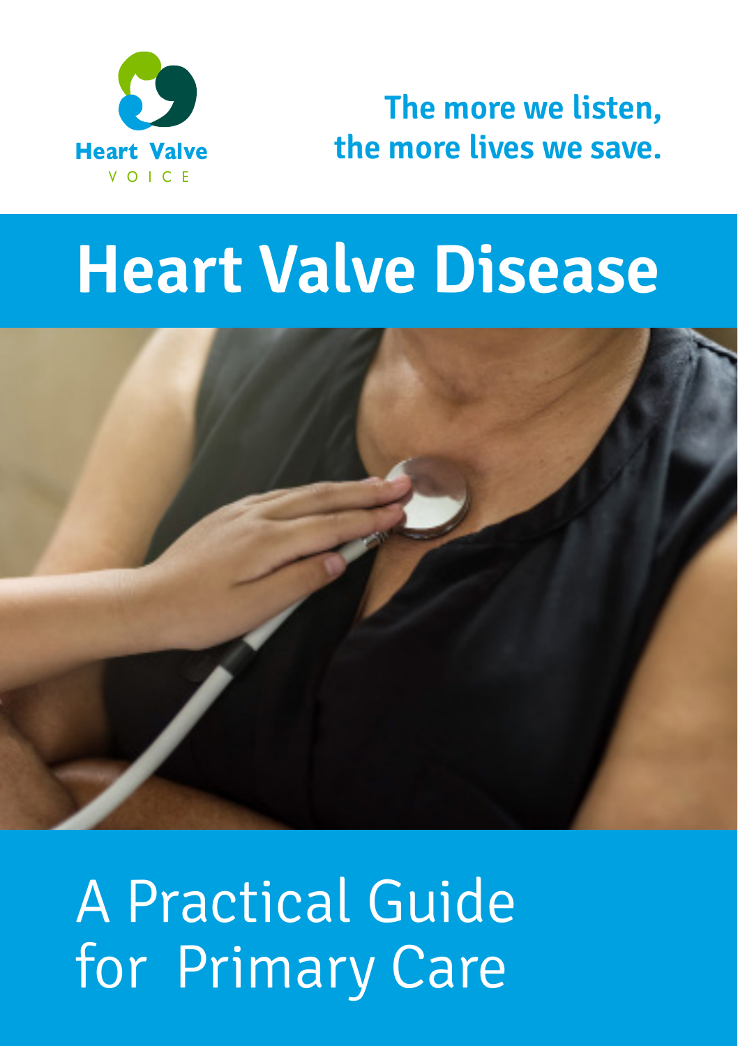Heart Valve
VOICE

**The more we listen, the more lives we save.**

# Heart Valve Disease

## A Practical Guide for Primary Care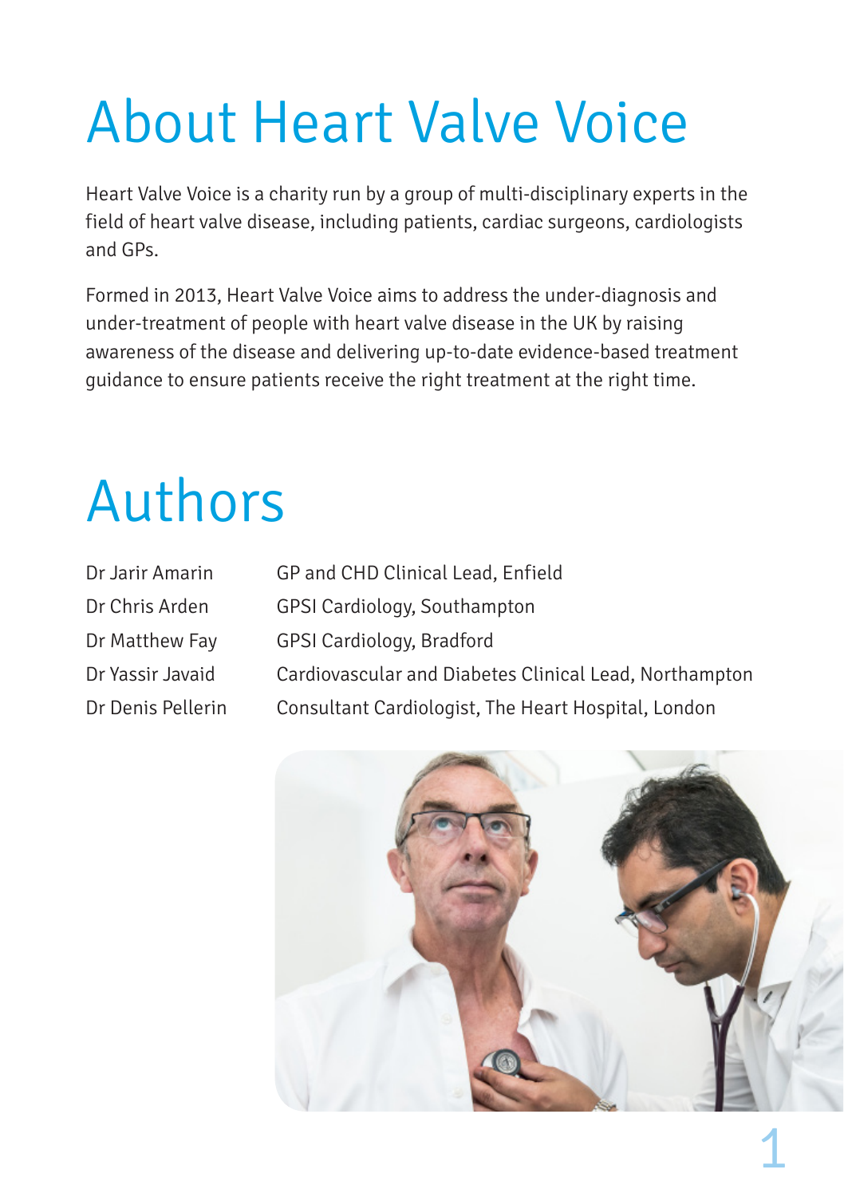# About Heart Valve Voice

Heart Valve Voice is a charity run by a group of multi-disciplinary experts in the field of heart valve disease, including patients, cardiac surgeons, cardiologists and GPs.

Formed in 2013, Heart Valve Voice aims to address the under-diagnosis and under-treatment of people with heart valve disease in the UK by raising awareness of the disease and delivering up-to-date evidence-based treatment guidance to ensure patients receive the right treatment at the right time.

# Authors

| | |
|---|---|
| Dr Jarir Amarin | GP and CHD Clinical Lead, Enfield |
| Dr Chris Arden | GPSI Cardiology, Southampton |
| Dr Matthew Fay | GPSI Cardiology, Bradford |
| Dr Yassir Javaid | Cardiovascular and Diabetes Clinical Lead, Northampton |
| Dr Denis Pellerin | Consultant Cardiologist, The Heart Hospital, London |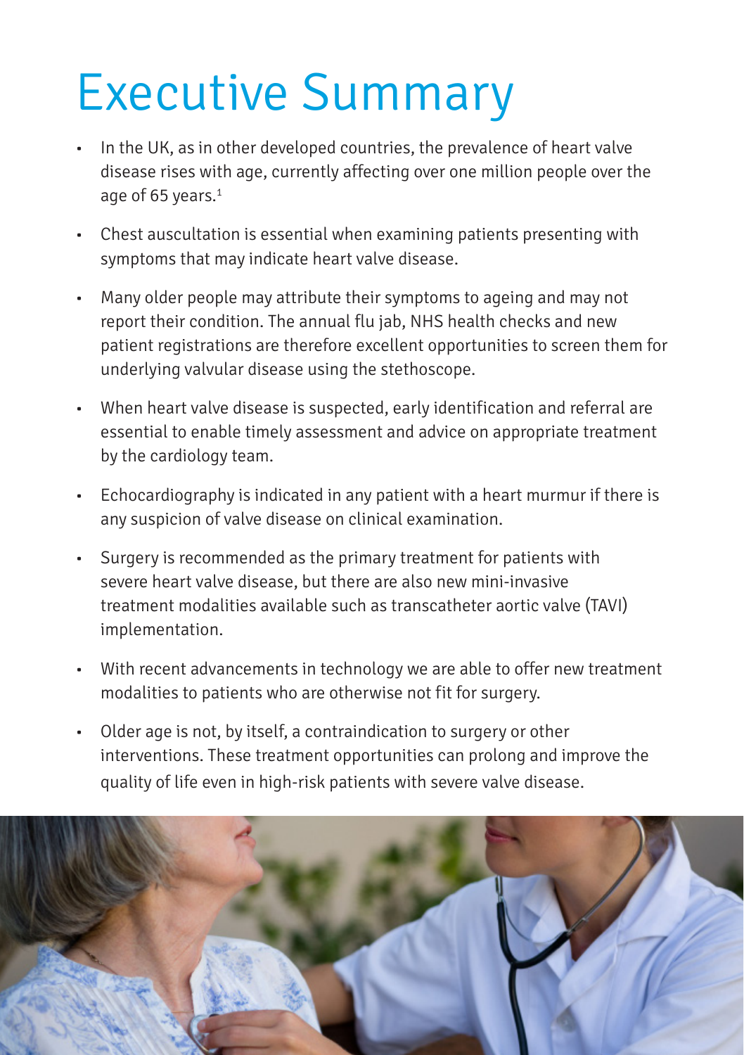# Executive Summary

- In the UK, as in other developed countries, the prevalence of heart valve disease rises with age, currently affecting over one million people over the age of 65 years.[1]
- Chest auscultation is essential when examining patients presenting with symptoms that may indicate heart valve disease.
- Many older people may attribute their symptoms to ageing and may not report their condition. The annual flu jab, NHS health checks and new patient registrations are therefore excellent opportunities to screen them for underlying valvular disease using the stethoscope.
- When heart valve disease is suspected, early identification and referral are essential to enable timely assessment and advice on appropriate treatment by the cardiology team.
- Echocardiography is indicated in any patient with a heart murmur if there is any suspicion of valve disease on clinical examination.
- Surgery is recommended as the primary treatment for patients with severe heart valve disease, but there are also new mini-invasive treatment modalities available such as transcatheter aortic valve (TAVI) implementation.
- With recent advancements in technology we are able to offer new treatment modalities to patients who are otherwise not fit for surgery.
- Older age is not, by itself, a contraindication to surgery or other interventions. These treatment opportunities can prolong and improve the quality of life even in high-risk patients with severe valve disease.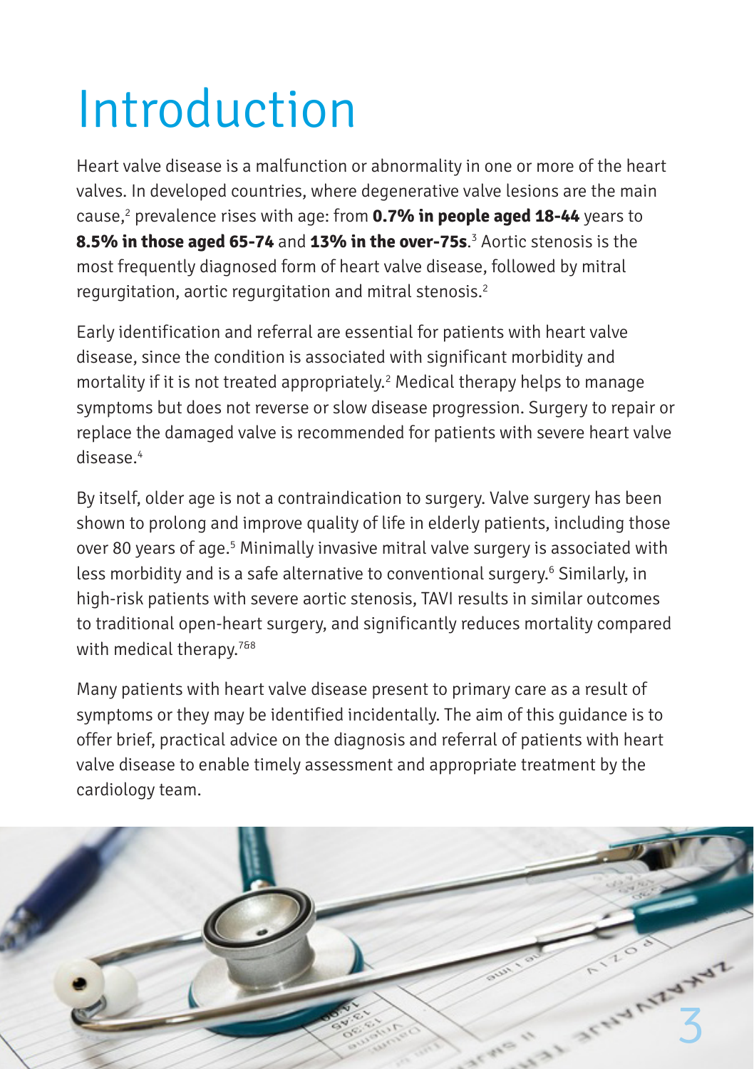# Introduction

Heart valve disease is a malfunction or abnormality in one or more of the heart valves. In developed countries, where degenerative valve lesions are the main cause,[2] prevalence rises with age: from **0.7% in people aged 18-44** years to **8.5% in those aged 65-74** and **13% in the over-75s**.[3] Aortic stenosis is the most frequently diagnosed form of heart valve disease, followed by mitral regurgitation, aortic regurgitation and mitral stenosis.[2]

Early identification and referral are essential for patients with heart valve disease, since the condition is associated with significant morbidity and mortality if it is not treated appropriately.[2] Medical therapy helps to manage symptoms but does not reverse or slow disease progression. Surgery to repair or replace the damaged valve is recommended for patients with severe heart valve disease.[4]

By itself, older age is not a contraindication to surgery. Valve surgery has been shown to prolong and improve quality of life in elderly patients, including those over 80 years of age.[5] Minimally invasive mitral valve surgery is associated with less morbidity and is a safe alternative to conventional surgery.[6] Similarly, in high-risk patients with severe aortic stenosis, TAVI results in similar outcomes to traditional open-heart surgery, and significantly reduces mortality compared with medical therapy.[7&8]

Many patients with heart valve disease present to primary care as a result of symptoms or they may be identified incidentally. The aim of this guidance is to offer brief, practical advice on the diagnosis and referral of patients with heart valve disease to enable timely assessment and appropriate treatment by the cardiology team.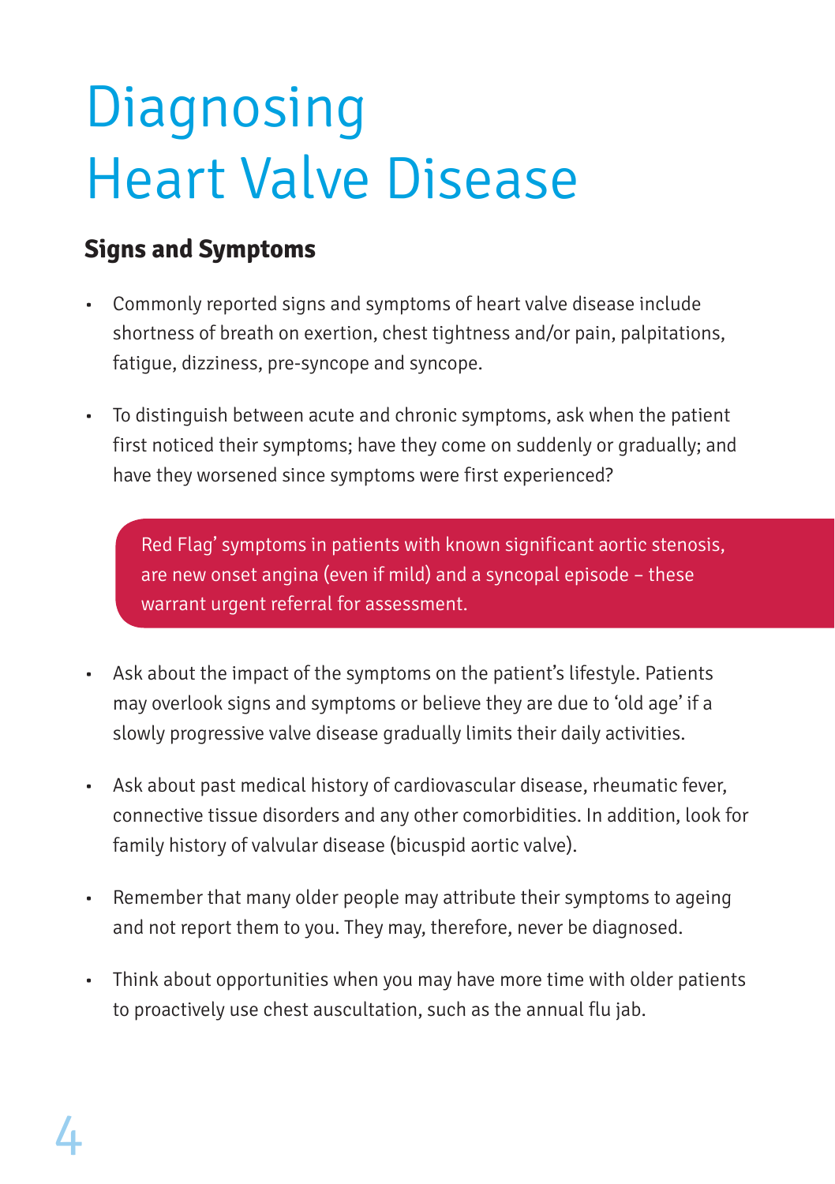# Diagnosing Heart Valve Disease

## Signs and Symptoms

- Commonly reported signs and symptoms of heart valve disease include shortness of breath on exertion, chest tightness and/or pain, palpitations, fatigue, dizziness, pre-syncope and syncope.
- To distinguish between acute and chronic symptoms, ask when the patient first noticed their symptoms; have they come on suddenly or gradually; and have they worsened since symptoms were first experienced?

> Red Flag' symptoms in patients with known significant aortic stenosis, are new onset angina (even if mild) and a syncopal episode – these warrant urgent referral for assessment.

- Ask about the impact of the symptoms on the patient's lifestyle. Patients may overlook signs and symptoms or believe they are due to 'old age' if a slowly progressive valve disease gradually limits their daily activities.
- Ask about past medical history of cardiovascular disease, rheumatic fever, connective tissue disorders and any other comorbidities. In addition, look for family history of valvular disease (bicuspid aortic valve).
- Remember that many older people may attribute their symptoms to ageing and not report them to you. They may, therefore, never be diagnosed.
- Think about opportunities when you may have more time with older patients to proactively use chest auscultation, such as the annual flu jab.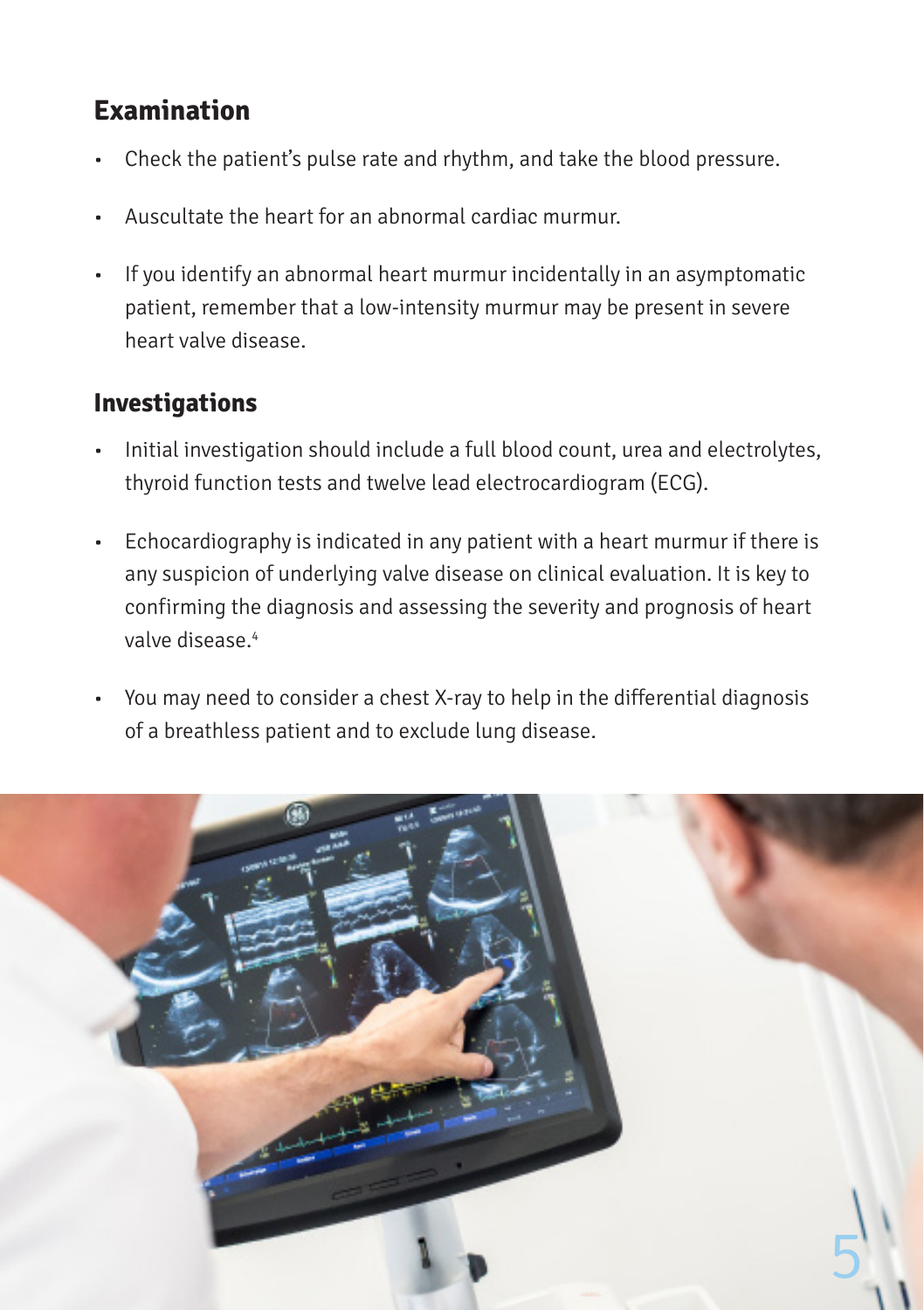## Examination

- Check the patient's pulse rate and rhythm, and take the blood pressure.
- Auscultate the heart for an abnormal cardiac murmur.
- If you identify an abnormal heart murmur incidentally in an asymptomatic patient, remember that a low-intensity murmur may be present in severe heart valve disease.

## Investigations

- Initial investigation should include a full blood count, urea and electrolytes, thyroid function tests and twelve lead electrocardiogram (ECG).
- Echocardiography is indicated in any patient with a heart murmur if there is any suspicion of underlying valve disease on clinical evaluation. It is key to confirming the diagnosis and assessing the severity and prognosis of heart valve disease.[4]
- You may need to consider a chest X-ray to help in the differential diagnosis of a breathless patient and to exclude lung disease.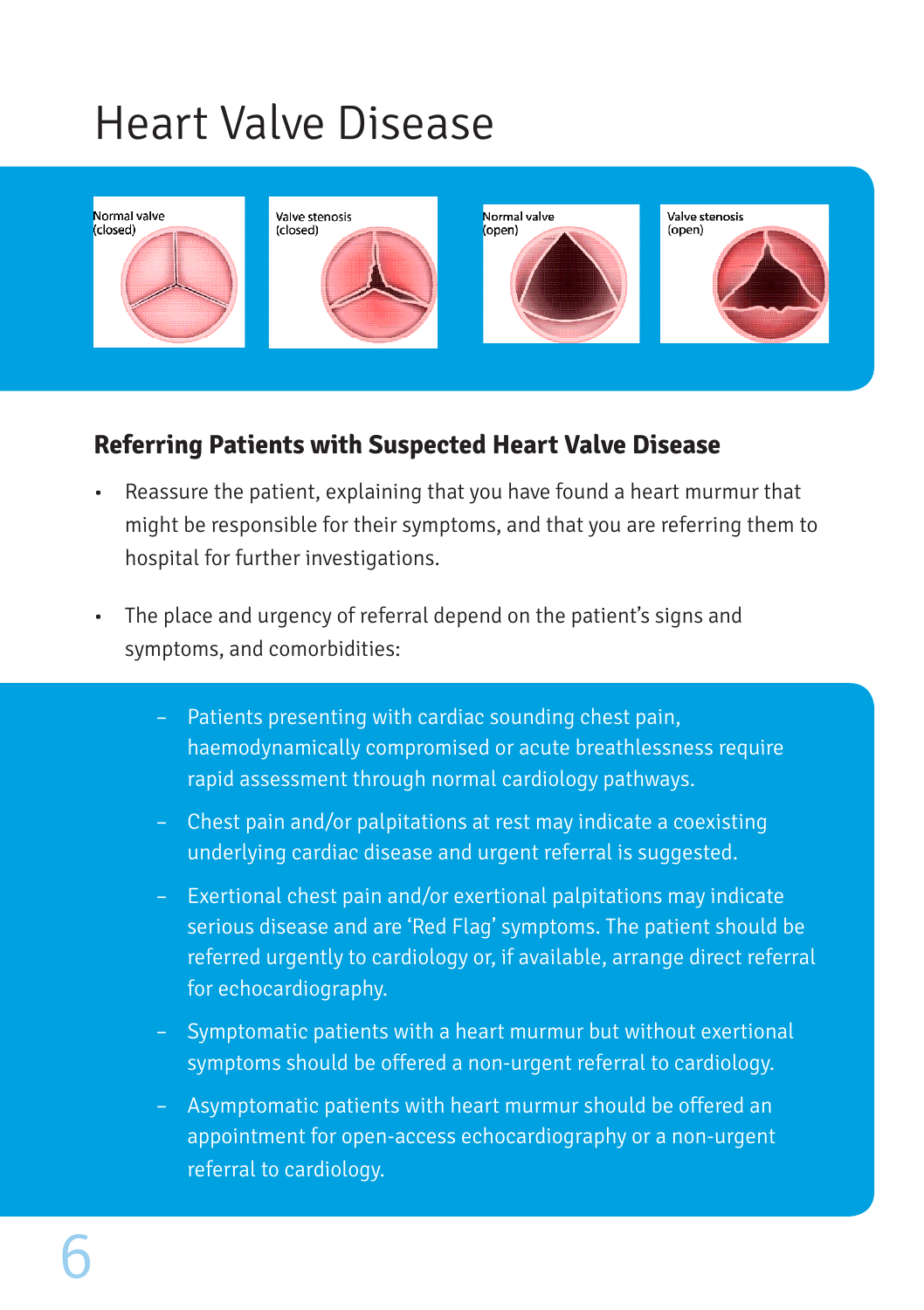# Heart Valve Disease

## Referring Patients with Suspected Heart Valve Disease

- Reassure the patient, explaining that you have found a heart murmur that might be responsible for their symptoms, and that you are referring them to hospital for further investigations.
- The place and urgency of referral depend on the patient's signs and symptoms, and comorbidities:
  - Patients presenting with cardiac sounding chest pain, haemodynamically compromised or acute breathlessness require rapid assessment through normal cardiology pathways.
  - Chest pain and/or palpitations at rest may indicate a coexisting underlying cardiac disease and urgent referral is suggested.
  - Exertional chest pain and/or exertional palpitations may indicate serious disease and are 'Red Flag' symptoms. The patient should be referred urgently to cardiology or, if available, arrange direct referral for echocardiography.
  - Symptomatic patients with a heart murmur but without exertional symptoms should be offered a non-urgent referral to cardiology.
  - Asymptomatic patients with heart murmur should be offered an appointment for open-access echocardiography or a non-urgent referral to cardiology.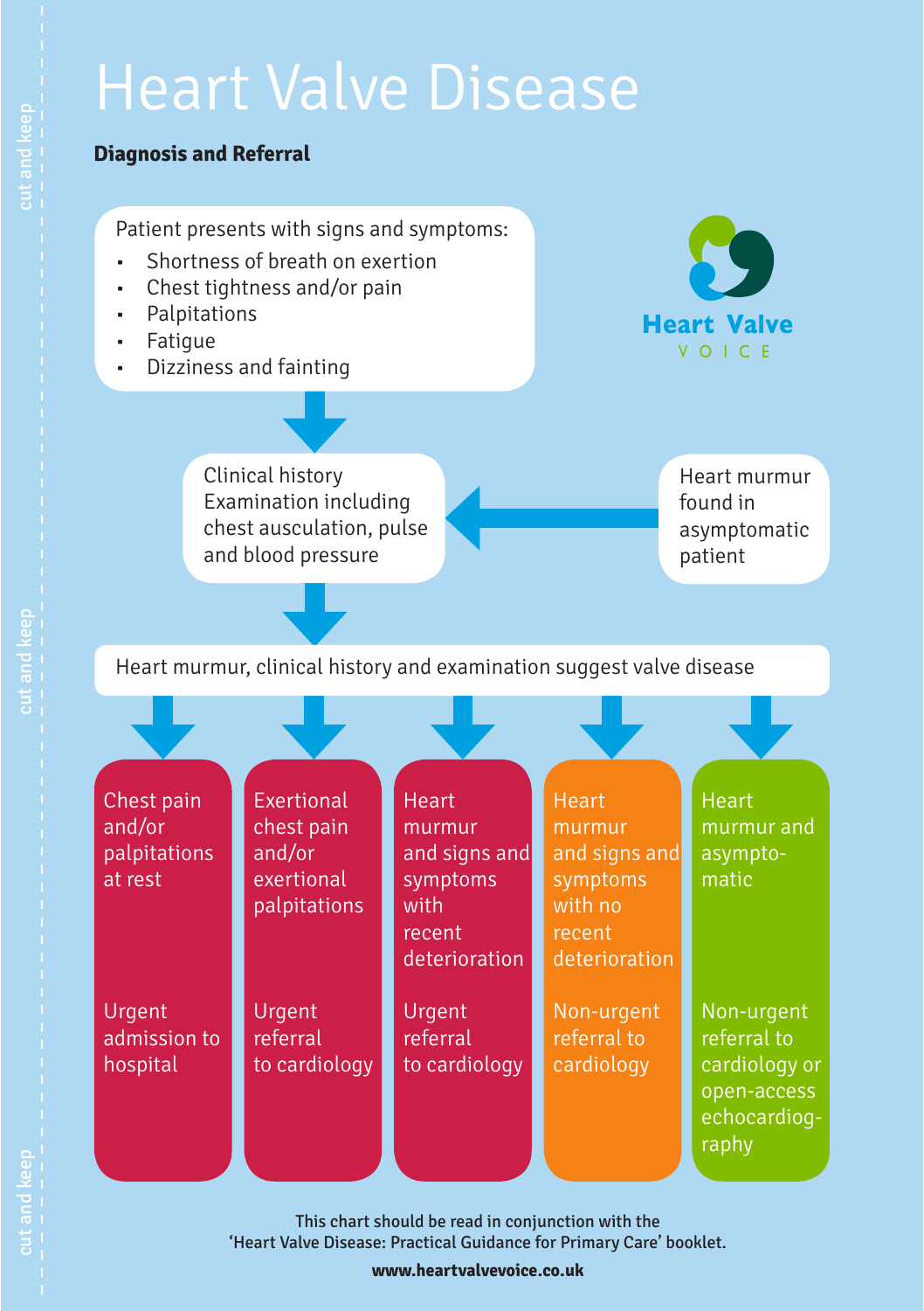# Heart Valve Disease

**Diagnosis and Referral**

Heart Valve VOICE

Patient presents with signs and symptoms:

- Shortness of breath on exertion
- Chest tightness and/or pain
- Palpitations
- Fatigue
- Dizziness and fainting

↓

Clinical history
Examination including chest ausculation, pulse and blood pressure

← Heart murmur found in asymptomatic patient

↓

Heart murmur, clinical history and examination suggest valve disease

↓

| Chest pain and/or palpitations at rest | Exertional chest pain and/or exertional palpitations | Heart murmur and signs and symptoms with recent deterioration | Heart murmur and signs and symptoms with no recent deterioration | Heart murmur and asymptomatic |
|---|---|---|---|---|
| Urgent admission to hospital | Urgent referral to cardiology | Urgent referral to cardiology | Non-urgent referral to cardiology | Non-urgent referral to cardiology or open-access echocardiography |

This chart should be read in conjunction with the 'Heart Valve Disease: Practical Guidance for Primary Care' booklet.

**www.heartvalvevoice.co.uk**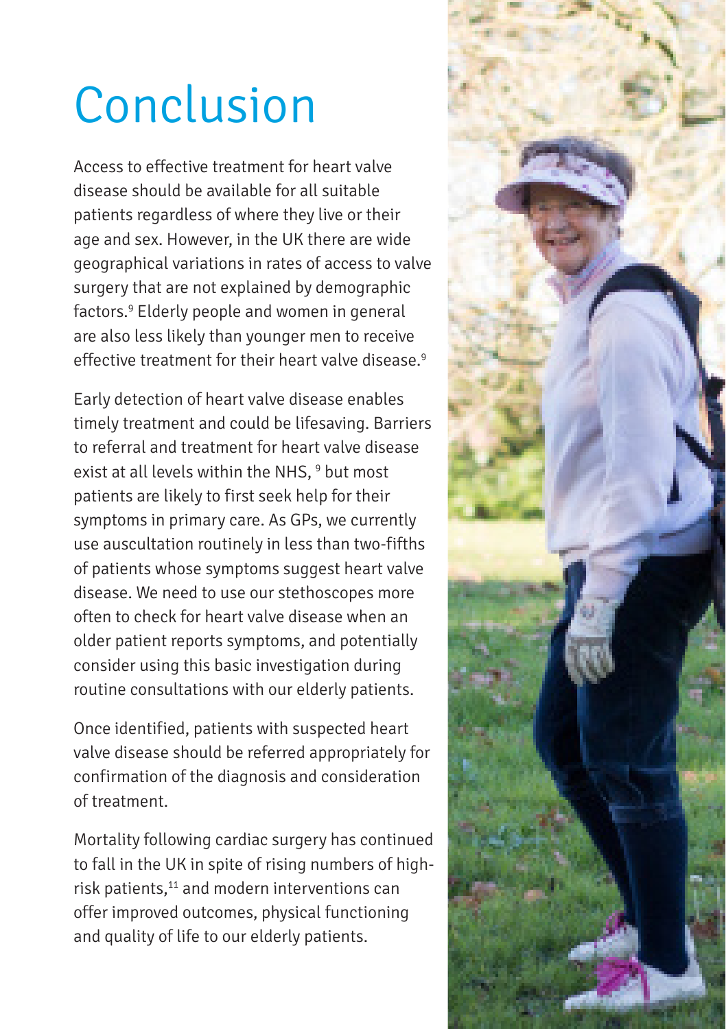# Conclusion

Access to effective treatment for heart valve disease should be available for all suitable patients regardless of where they live or their age and sex. However, in the UK there are wide geographical variations in rates of access to valve surgery that are not explained by demographic factors.[9] Elderly people and women in general are also less likely than younger men to receive effective treatment for their heart valve disease.[9]

Early detection of heart valve disease enables timely treatment and could be lifesaving. Barriers to referral and treatment for heart valve disease exist at all levels within the NHS, [9] but most patients are likely to first seek help for their symptoms in primary care. As GPs, we currently use auscultation routinely in less than two-fifths of patients whose symptoms suggest heart valve disease. We need to use our stethoscopes more often to check for heart valve disease when an older patient reports symptoms, and potentially consider using this basic investigation during routine consultations with our elderly patients.

Once identified, patients with suspected heart valve disease should be referred appropriately for confirmation of the diagnosis and consideration of treatment.

Mortality following cardiac surgery has continued to fall in the UK in spite of rising numbers of high-risk patients,[11] and modern interventions can offer improved outcomes, physical functioning and quality of life to our elderly patients.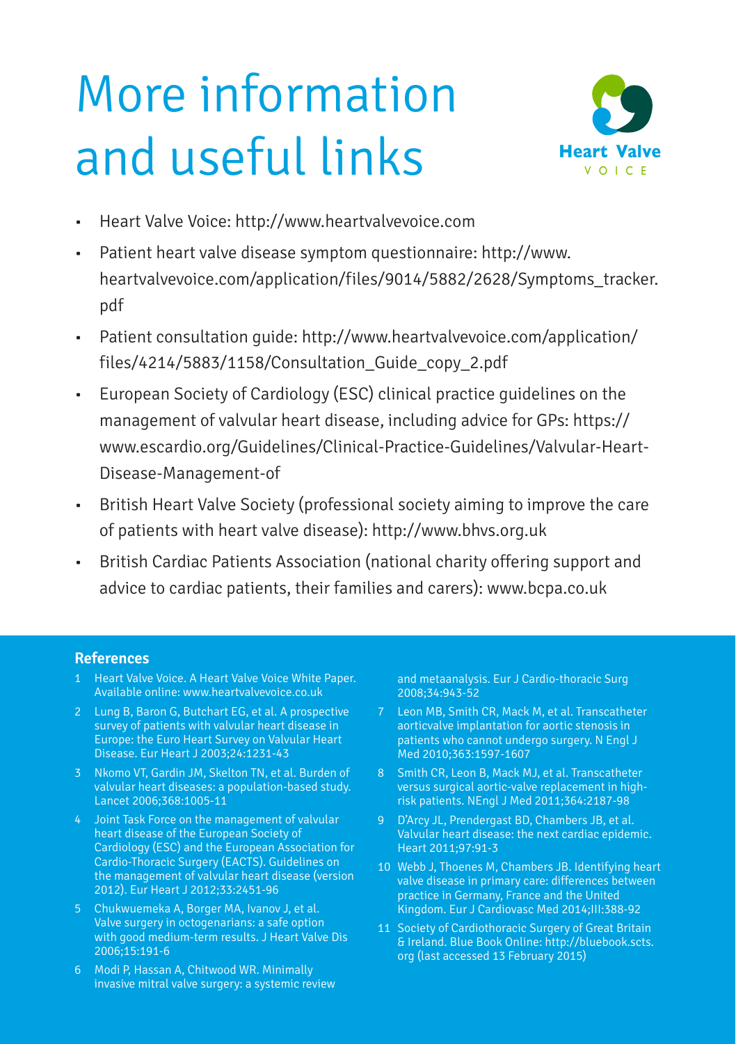# More information and useful links

- Heart Valve Voice: http://www.heartvalvevoice.com
- Patient heart valve disease symptom questionnaire: http://www.heartvalvevoice.com/application/files/9014/5882/2628/Symptoms_tracker.pdf
- Patient consultation guide: http://www.heartvalvevoice.com/application/files/4214/5883/1158/Consultation_Guide_copy_2.pdf
- European Society of Cardiology (ESC) clinical practice guidelines on the management of valvular heart disease, including advice for GPs: https://www.escardio.org/Guidelines/Clinical-Practice-Guidelines/Valvular-Heart-Disease-Management-of
- British Heart Valve Society (professional society aiming to improve the care of patients with heart valve disease): http://www.bhvs.org.uk
- British Cardiac Patients Association (national charity offering support and advice to cardiac patients, their families and carers): www.bcpa.co.uk

## References

1. Heart Valve Voice. A Heart Valve Voice White Paper. Available online: www.heartvalvevoice.co.uk
2. Lung B, Baron G, Butchart EG, et al. A prospective survey of patients with valvular heart disease in Europe: the Euro Heart Survey on Valvular Heart Disease. Eur Heart J 2003;24:1231-43
3. Nkomo VT, Gardin JM, Skelton TN, et al. Burden of valvular heart diseases: a population-based study. Lancet 2006;368:1005-11
4. Joint Task Force on the management of valvular heart disease of the European Society of Cardiology (ESC) and the European Association for Cardio-Thoracic Surgery (EACTS). Guidelines on the management of valvular heart disease (version 2012). Eur Heart J 2012;33:2451-96
5. Chukwuemeka A, Borger MA, Ivanov J, et al. Valve surgery in octogenarians: a safe option with good medium-term results. J Heart Valve Dis 2006;15:191-6
6. Modi P, Hassan A, Chitwood WR. Minimally invasive mitral valve surgery: a systemic review and metaanalysis. Eur J Cardio-thoracic Surg 2008;34:943-52
7. Leon MB, Smith CR, Mack M, et al. Transcatheter aorticvalve implantation for aortic stenosis in patients who cannot undergo surgery. N Engl J Med 2010;363:1597-1607
8. Smith CR, Leon B, Mack MJ, et al. Transcatheter versus surgical aortic-valve replacement in high-risk patients. NEngl J Med 2011;364:2187-98
9. D'Arcy JL, Prendergast BD, Chambers JB, et al. Valvular heart disease: the next cardiac epidemic. Heart 2011;97:91-3
10. Webb J, Thoenes M, Chambers JB. Identifying heart valve disease in primary care: differences between practice in Germany, France and the United Kingdom. Eur J Cardiovasc Med 2014;III:388-92
11. Society of Cardiothoracic Surgery of Great Britain & Ireland. Blue Book Online: http://bluebook.scts.org (last accessed 13 February 2015)